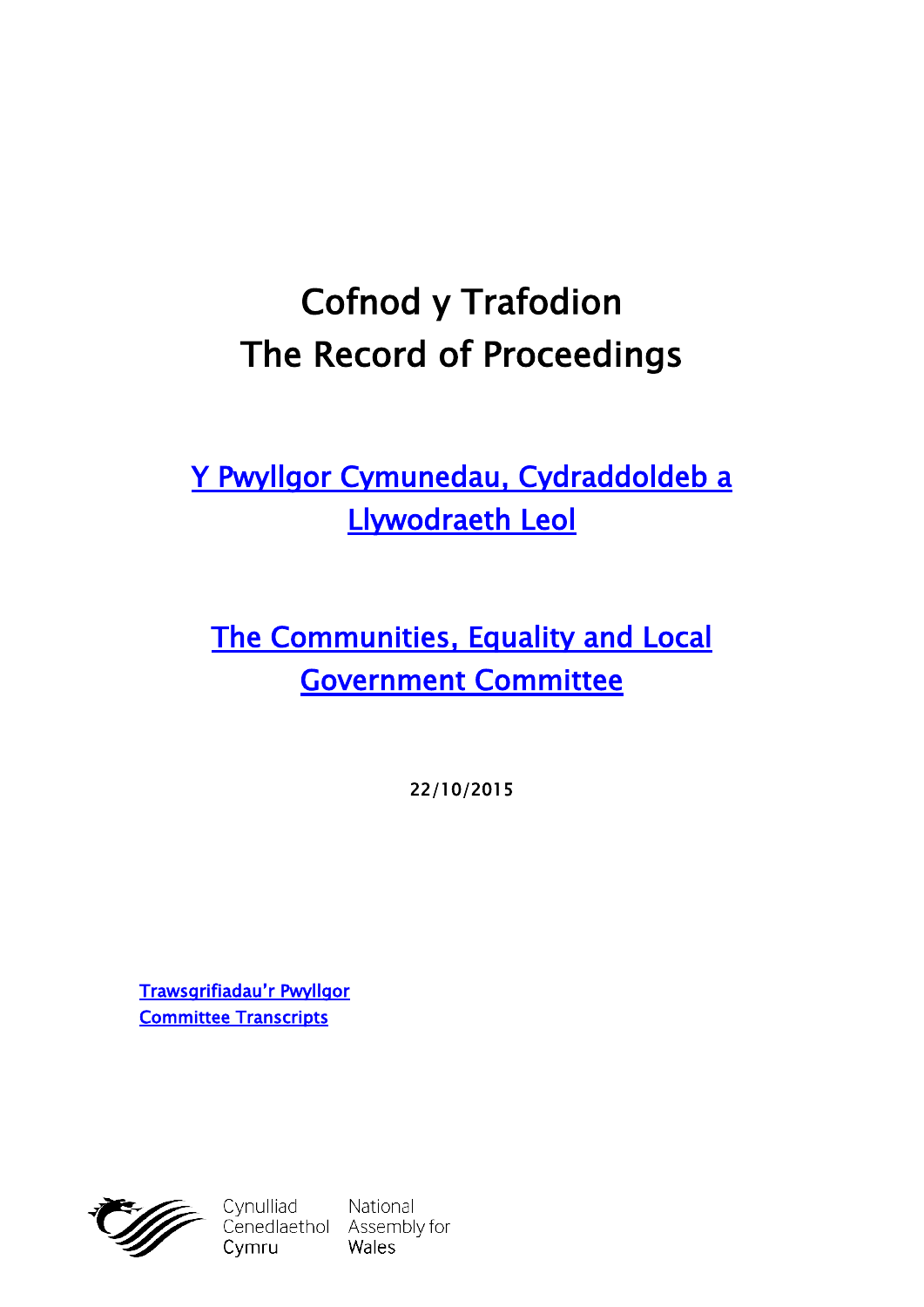# Cofnod y Trafodion
# The Record of Proceedings

## [Y Pwyllgor Cymunedau, Cydraddoldeb a Llywodraeth Leol]

## [The Communities, Equality and Local Government Committee]

**22/10/2015**

[Trawsgrifiadau'r Pwyllgor]
[Committee Transcripts]

Cynulliad Cenedlaethol Cymru
National Assembly for Wales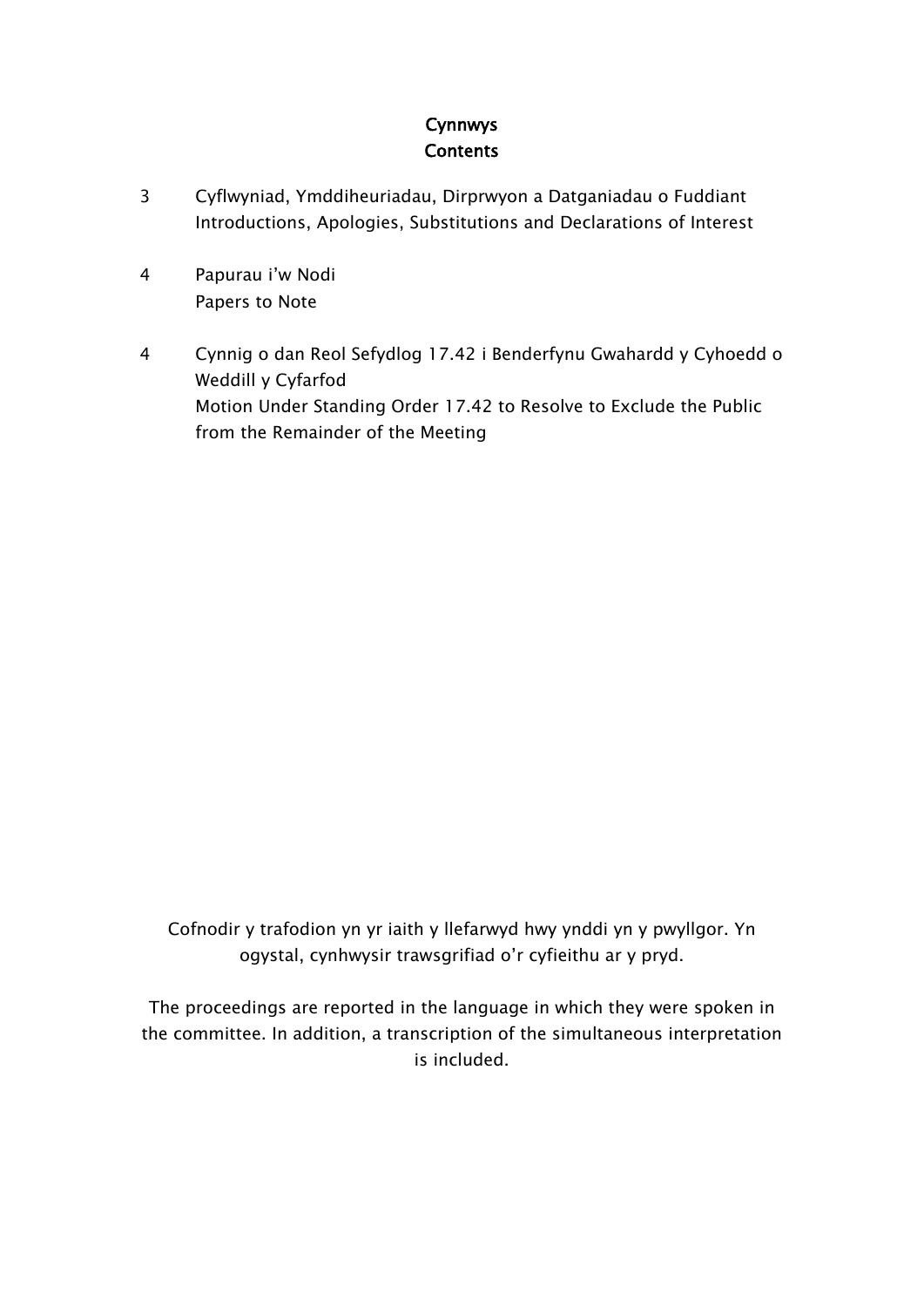**Cynnwys**
**Contents**

3 Cyflwyniad, Ymddiheuriadau, Dirprwyon a Datganiadau o Fuddiant
Introductions, Apologies, Substitutions and Declarations of Interest

4 Papurau i'w Nodi
Papers to Note

4 Cynnig o dan Reol Sefydlog 17.42 i Benderfynu Gwahardd y Cyhoedd o Weddill y Cyfarfod
Motion Under Standing Order 17.42 to Resolve to Exclude the Public from the Remainder of the Meeting

Cofnodir y trafodion yn yr iaith y llefarwyd hwy ynddi yn y pwyllgor. Yn ogystal, cynhwysir trawsgrifiad o'r cyfieithu ar y pryd.

The proceedings are reported in the language in which they were spoken in the committee. In addition, a transcription of the simultaneous interpretation is included.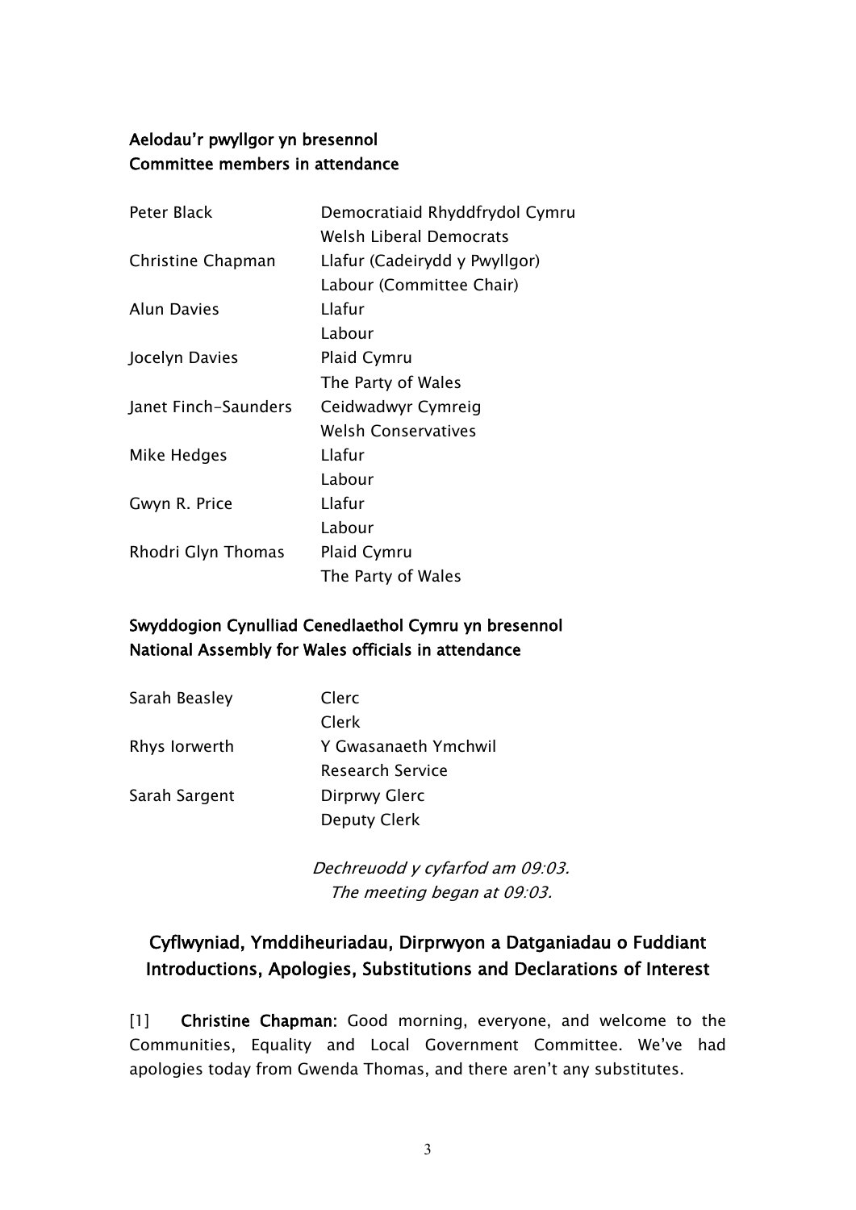**Aelodau'r pwyllgor yn bresennol**
**Committee members in attendance**

| | |
|---|---|
| Peter Black | Democratiaid Rhyddfrydol Cymru<br>Welsh Liberal Democrats |
| Christine Chapman | Llafur (Cadeirydd y Pwyllgor)<br>Labour (Committee Chair) |
| Alun Davies | Llafur<br>Labour |
| Jocelyn Davies | Plaid Cymru<br>The Party of Wales |
| Janet Finch-Saunders | Ceidwadwyr Cymreig<br>Welsh Conservatives |
| Mike Hedges | Llafur<br>Labour |
| Gwyn R. Price | Llafur<br>Labour |
| Rhodri Glyn Thomas | Plaid Cymru<br>The Party of Wales |

**Swyddogion Cynulliad Cenedlaethol Cymru yn bresennol**
**National Assembly for Wales officials in attendance**

| | |
|---|---|
| Sarah Beasley | Clerc<br>Clerk |
| Rhys Iorwerth | Y Gwasanaeth Ymchwil<br>Research Service |
| Sarah Sargent | Dirprwy Glerc<br>Deputy Clerk |

*Dechreuodd y cyfarfod am 09:03.*
*The meeting began at 09:03.*

## Cyflwyniad, Ymddiheuriadau, Dirprwyon a Datganiadau o Fuddiant
## Introductions, Apologies, Substitutions and Declarations of Interest

[1] **Christine Chapman:** Good morning, everyone, and welcome to the Communities, Equality and Local Government Committee. We've had apologies today from Gwenda Thomas, and there aren't any substitutes.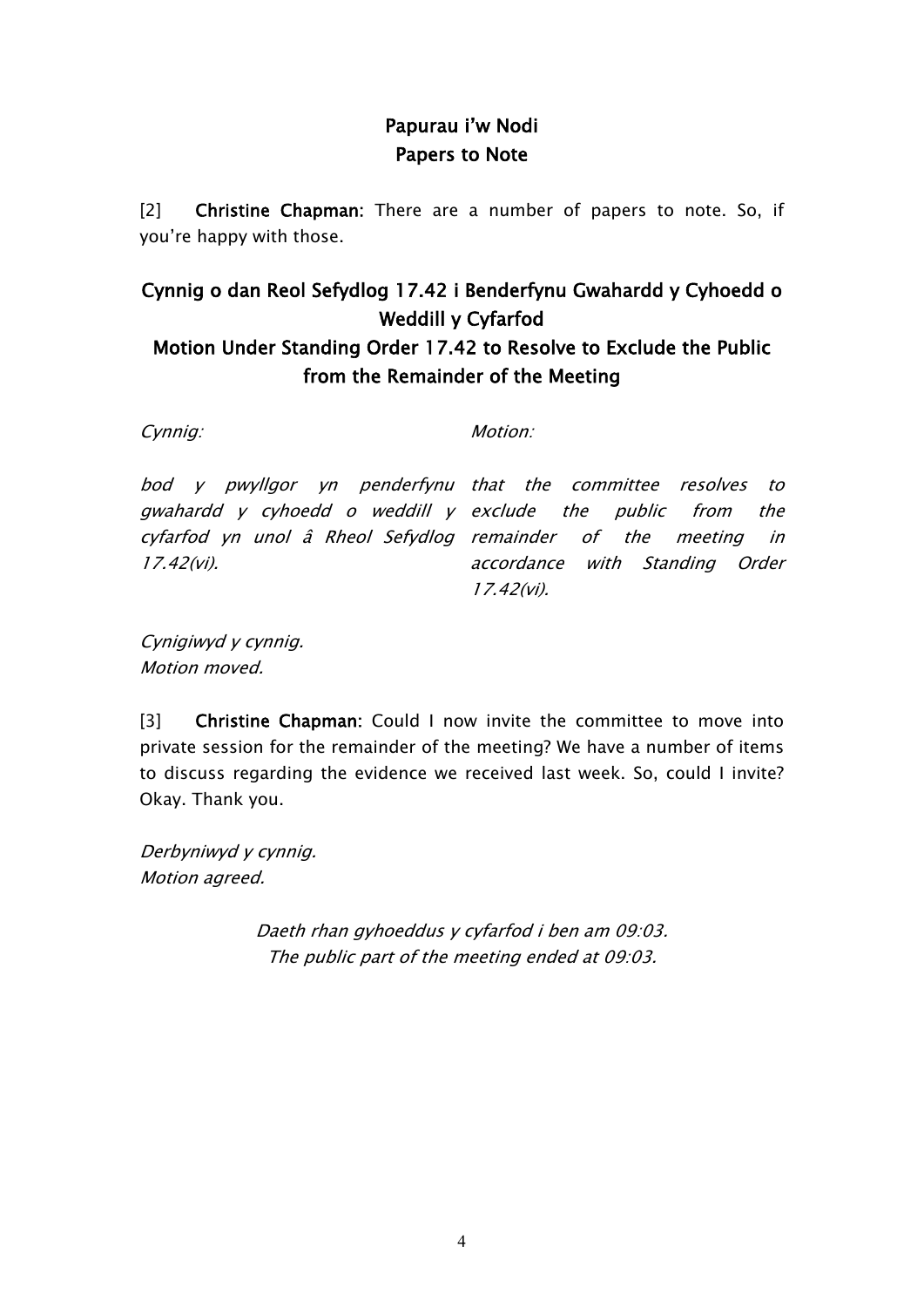## Papurau i'w Nodi
## Papers to Note

[2] **Christine Chapman:** There are a number of papers to note. So, if you're happy with those.

## Cynnig o dan Reol Sefydlog 17.42 i Benderfynu Gwahardd y Cyhoedd o Weddill y Cyfarfod
## Motion Under Standing Order 17.42 to Resolve to Exclude the Public from the Remainder of the Meeting

| | |
|---|---|
| *Cynnig:* | *Motion:* |
| *bod y pwyllgor yn penderfynu gwahardd y cyhoedd o weddill y cyfarfod yn unol â Rheol Sefydlog 17.42(vi).* | *that the committee resolves to exclude the public from the remainder of the meeting in accordance with Standing Order 17.42(vi).* |

*Cynigiwyd y cynnig.*
*Motion moved.*

[3] **Christine Chapman:** Could I now invite the committee to move into private session for the remainder of the meeting? We have a number of items to discuss regarding the evidence we received last week. So, could I invite? Okay. Thank you.

*Derbyniwyd y cynnig.*
*Motion agreed.*

*Daeth rhan gyhoeddus y cyfarfod i ben am 09:03.*
*The public part of the meeting ended at 09:03.*